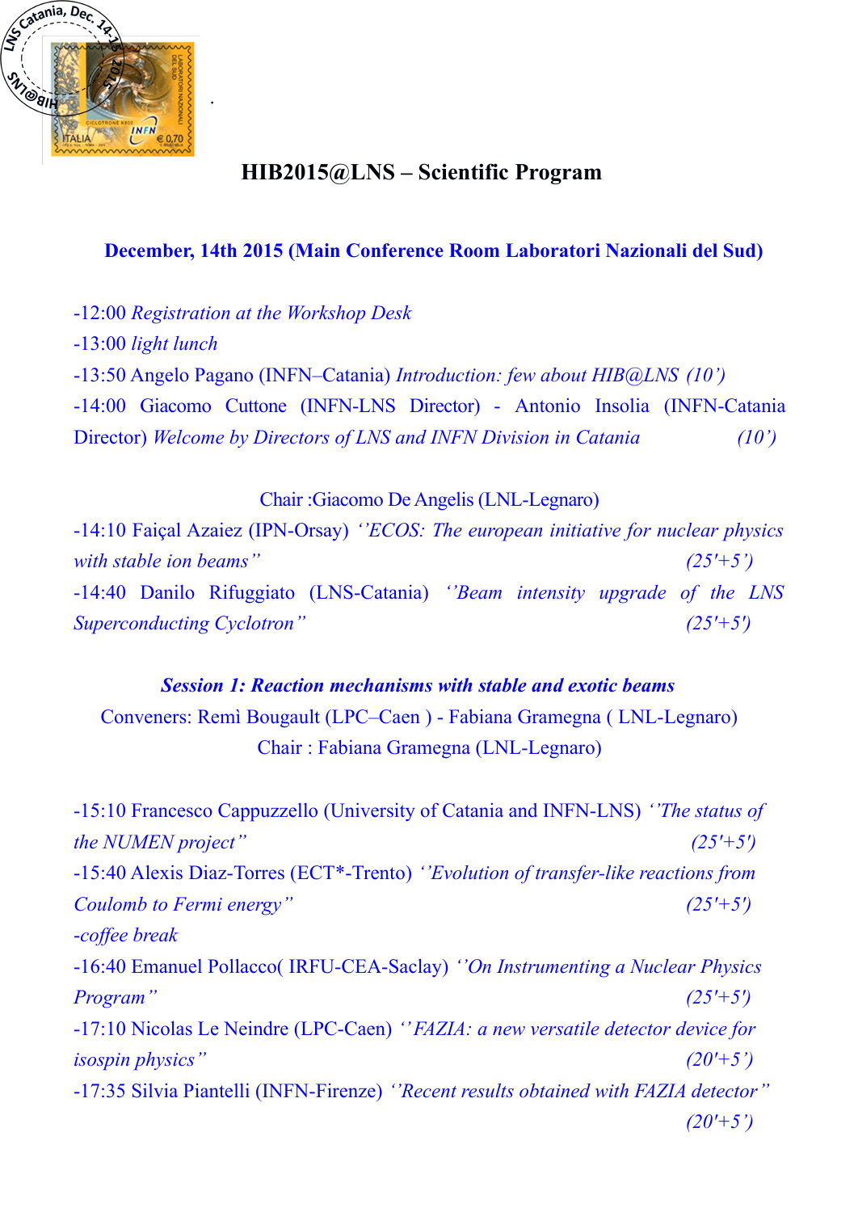# HIB2015@LNS – Scientific Program

## December, 14th 2015 (Main Conference Room Laboratori Nazionali del Sud)

-12:00 *Registration at the Workshop Desk*

-13:00 *light lunch*

-13:50 Angelo Pagano (INFN–Catania) *Introduction: few about HIB@LNS (10')*

-14:00 Giacomo Cuttone (INFN-LNS Director) - Antonio Insolia (INFN-Catania Director) *Welcome by Directors of LNS and INFN Division in Catania (10')*

Chair :Giacomo De Angelis (LNL-Legnaro)

-14:10 Faiçal Azaiez (IPN-Orsay) *''ECOS: The european initiative for nuclear physics with stable ion beams" (25'+5')*

-14:40 Danilo Rifuggiato (LNS-Catania) *''Beam intensity upgrade of the LNS Superconducting Cyclotron" (25'+5')*

### *Session 1: Reaction mechanisms with stable and exotic beams*

Conveners: Remì Bougault (LPC–Caen ) - Fabiana Gramegna ( LNL-Legnaro)

Chair : Fabiana Gramegna (LNL-Legnaro)

-15:10 Francesco Cappuzzello (University of Catania and INFN-LNS) *''The status of the NUMEN project" (25'+5')*

-15:40 Alexis Diaz-Torres (ECT*-Trento) *''Evolution of transfer-like reactions from Coulomb to Fermi energy" (25'+5')*

-*coffee break*

-16:40 Emanuel Pollacco( IRFU-CEA-Saclay) *''On Instrumenting a Nuclear Physics Program" (25'+5')*

-17:10 Nicolas Le Neindre (LPC-Caen) *''FAZIA: a new versatile detector device for isospin physics" (20'+5')*

-17:35 Silvia Piantelli (INFN-Firenze) *''Recent results obtained with FAZIA detector" (20'+5')*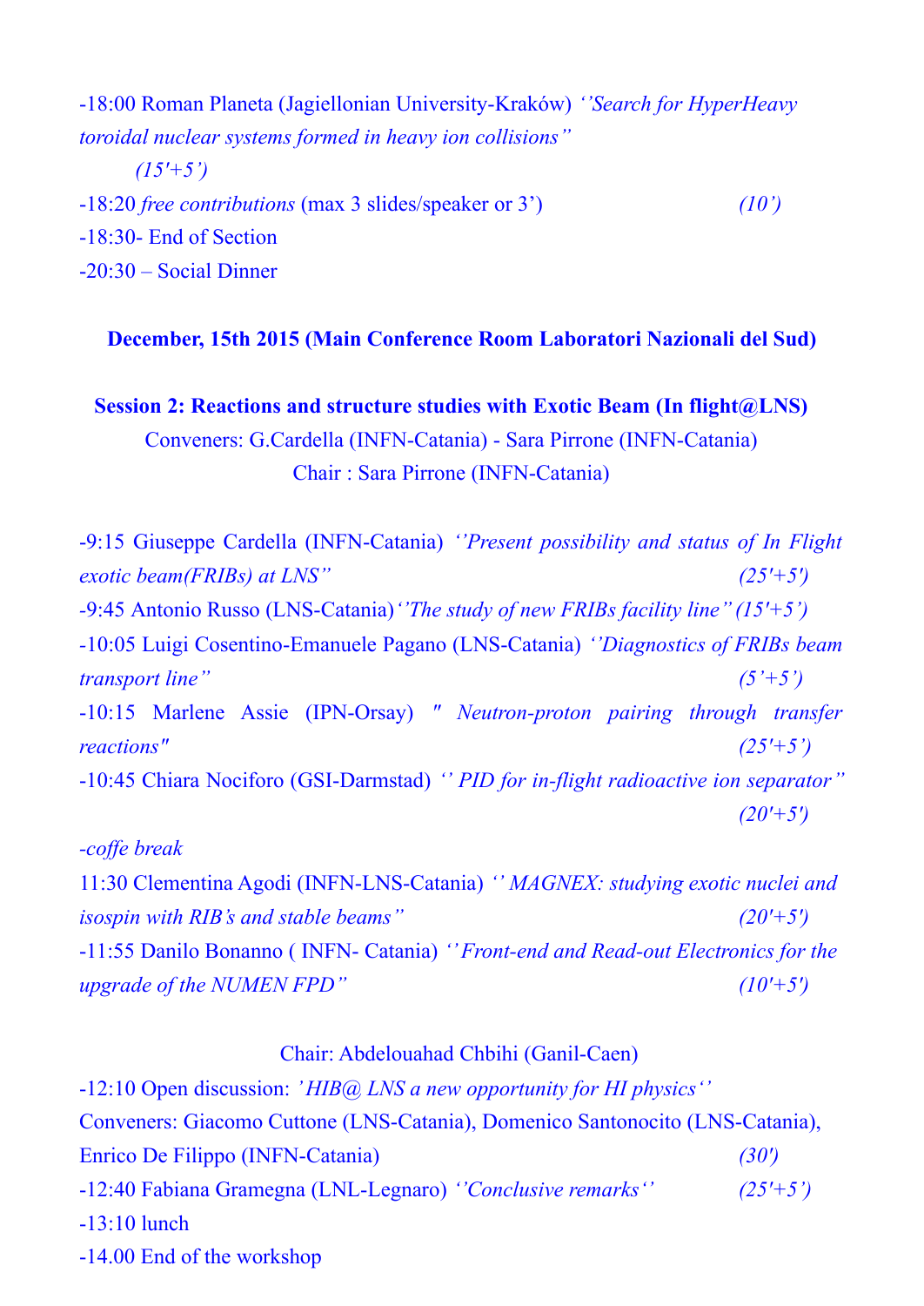-18:00 Roman Planeta (Jagiellonian University-Kraków) *''Search for HyperHeavy toroidal nuclear systems formed in heavy ion collisions"* *(15'+5')*

-18:20 *free contributions* (max 3 slides/speaker or 3') *(10')*

-18:30- End of Section

-20:30 – Social Dinner

**December, 15th 2015 (Main Conference Room Laboratori Nazionali del Sud)**

**Session 2: Reactions and structure studies with Exotic Beam (In flight@LNS)**

Conveners: G.Cardella (INFN-Catania) - Sara Pirrone (INFN-Catania)

Chair : Sara Pirrone (INFN-Catania)

-9:15 Giuseppe Cardella (INFN-Catania) *''Present possibility and status of In Flight exotic beam(FRIBs) at LNS"* *(25'+5')*

-9:45 Antonio Russo (LNS-Catania)*''The study of new FRIBs facility line" (15'+5')*

-10:05 Luigi Cosentino-Emanuele Pagano (LNS-Catania) *''Diagnostics of FRIBs beam transport line"* *(5'+5')*

-10:15 Marlene Assie (IPN-Orsay) *" Neutron-proton pairing through transfer reactions"* *(25'+5')*

-10:45 Chiara Nociforo (GSI-Darmstad) *'' PID for in-flight radioactive ion separator"* *(20'+5')*

*-coffe break*

11:30 Clementina Agodi (INFN-LNS-Catania) *'' MAGNEX: studying exotic nuclei and isospin with RIB's and stable beams"* *(20'+5')*

-11:55 Danilo Bonanno ( INFN- Catania) *''Front-end and Read-out Electronics for the upgrade of the NUMEN FPD"* *(10'+5')*

Chair: Abdelouahad Chbihi (Ganil-Caen)

-12:10 Open discussion: *'HIB@ LNS a new opportunity for HI physics''*
Conveners: Giacomo Cuttone (LNS-Catania), Domenico Santonocito (LNS-Catania), Enrico De Filippo (INFN-Catania) *(30')*

-12:40 Fabiana Gramegna (LNL-Legnaro) *''Conclusive remarks''* *(25'+5')*

-13:10 lunch

-14.00 End of the workshop